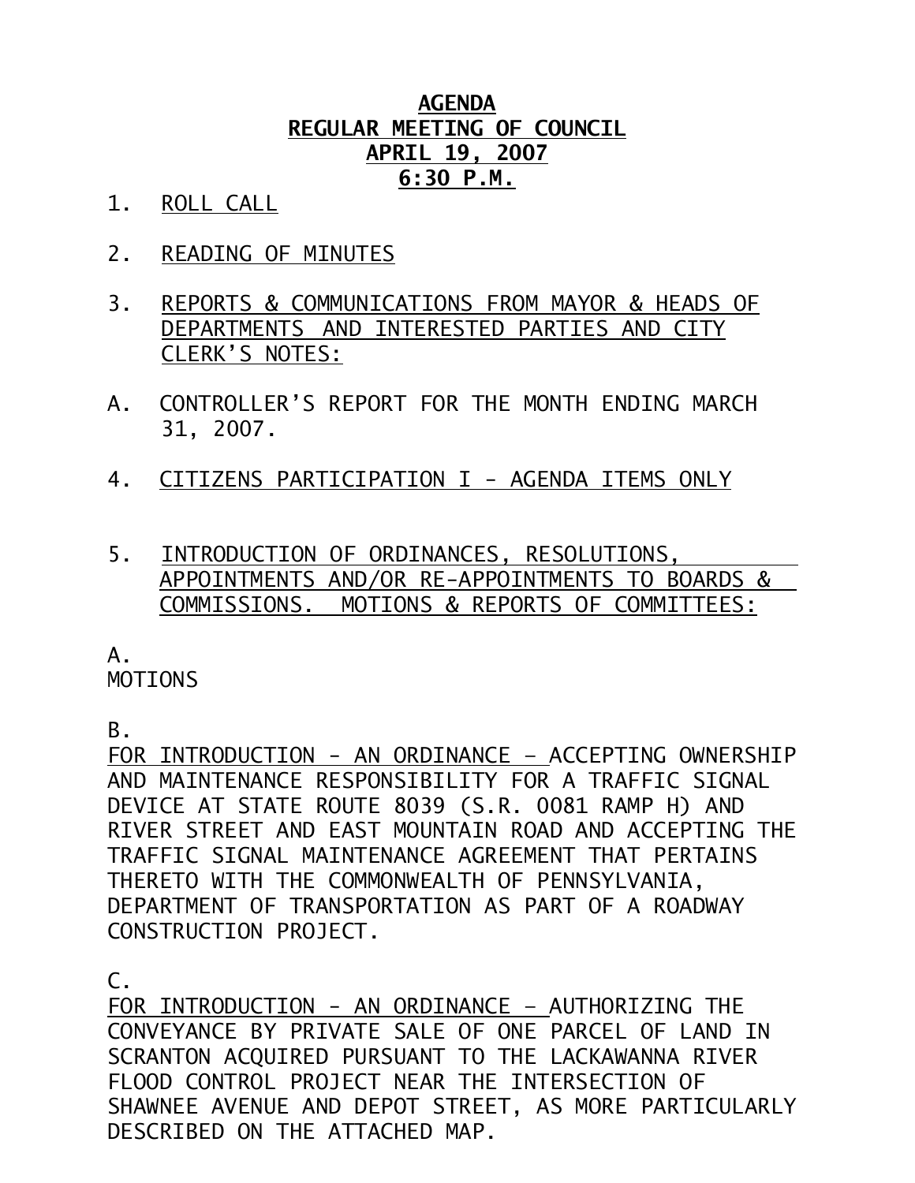# AGENDA
## REGULAR MEETING OF COUNCIL
## APRIL 19, 2007
## 6:30 P.M.

1. ROLL CALL

2. READING OF MINUTES

3. REPORTS & COMMUNICATIONS FROM MAYOR & HEADS OF DEPARTMENTS AND INTERESTED PARTIES AND CITY CLERK'S NOTES:

A. CONTROLLER'S REPORT FOR THE MONTH ENDING MARCH 31, 2007.

4. CITIZENS PARTICIPATION I - AGENDA ITEMS ONLY

5. INTRODUCTION OF ORDINANCES, RESOLUTIONS, APPOINTMENTS AND/OR RE-APPOINTMENTS TO BOARDS & COMMISSIONS. MOTIONS & REPORTS OF COMMITTEES:

A.
MOTIONS

B.
FOR INTRODUCTION - AN ORDINANCE – ACCEPTING OWNERSHIP AND MAINTENANCE RESPONSIBILITY FOR A TRAFFIC SIGNAL DEVICE AT STATE ROUTE 8039 (S.R. 0081 RAMP H) AND RIVER STREET AND EAST MOUNTAIN ROAD AND ACCEPTING THE TRAFFIC SIGNAL MAINTENANCE AGREEMENT THAT PERTAINS THERETO WITH THE COMMONWEALTH OF PENNSYLVANIA, DEPARTMENT OF TRANSPORTATION AS PART OF A ROADWAY CONSTRUCTION PROJECT.

C.
FOR INTRODUCTION - AN ORDINANCE – AUTHORIZING THE CONVEYANCE BY PRIVATE SALE OF ONE PARCEL OF LAND IN SCRANTON ACQUIRED PURSUANT TO THE LACKAWANNA RIVER FLOOD CONTROL PROJECT NEAR THE INTERSECTION OF SHAWNEE AVENUE AND DEPOT STREET, AS MORE PARTICULARLY DESCRIBED ON THE ATTACHED MAP.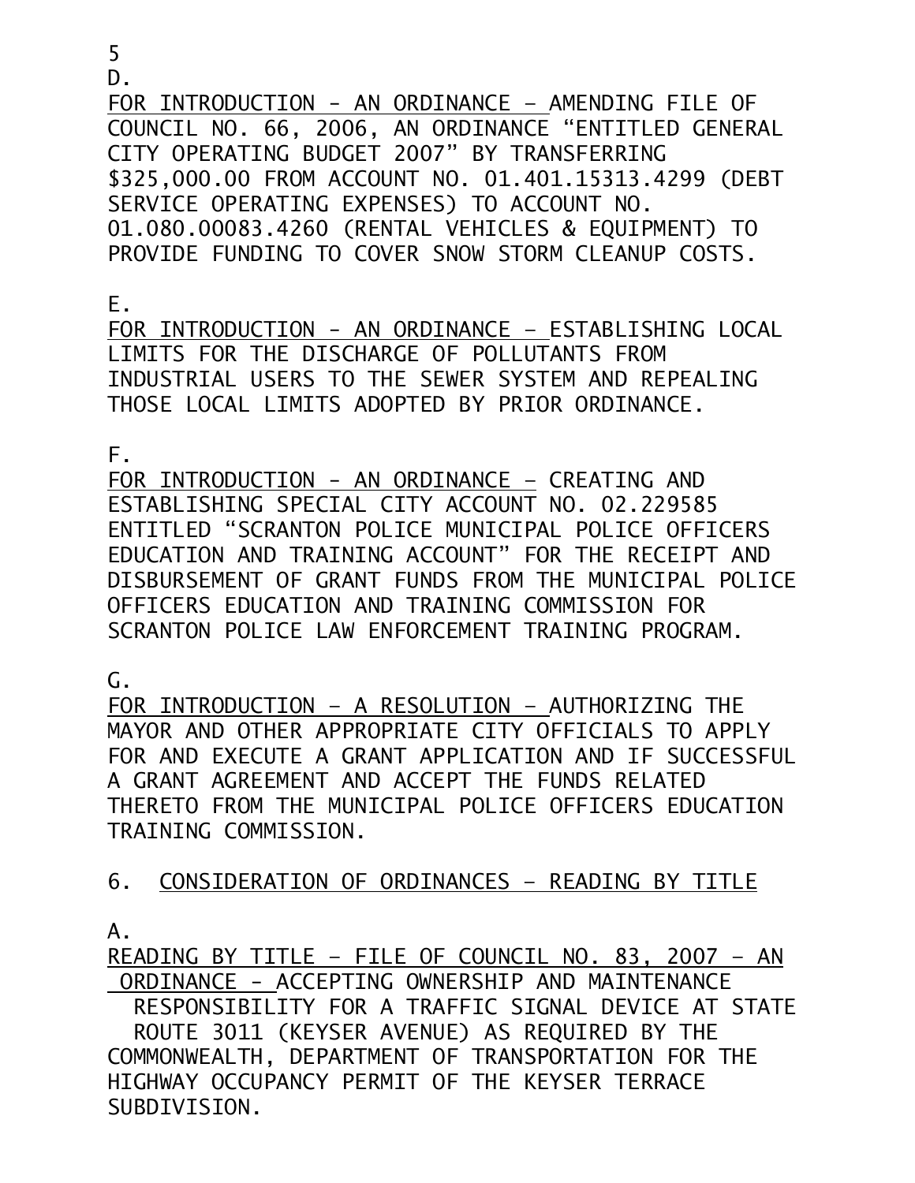5

D.

FOR INTRODUCTION - AN ORDINANCE – AMENDING FILE OF COUNCIL NO. 66, 2006, AN ORDINANCE "ENTITLED GENERAL CITY OPERATING BUDGET 2007" BY TRANSFERRING $325,000.00 FROM ACCOUNT NO. 01.401.15313.4299 (DEBT SERVICE OPERATING EXPENSES) TO ACCOUNT NO. 01.080.00083.4260 (RENTAL VEHICLES & EQUIPMENT) TO PROVIDE FUNDING TO COVER SNOW STORM CLEANUP COSTS.

E.

FOR INTRODUCTION - AN ORDINANCE – ESTABLISHING LOCAL LIMITS FOR THE DISCHARGE OF POLLUTANTS FROM INDUSTRIAL USERS TO THE SEWER SYSTEM AND REPEALING THOSE LOCAL LIMITS ADOPTED BY PRIOR ORDINANCE.

F.

FOR INTRODUCTION - AN ORDINANCE – CREATING AND ESTABLISHING SPECIAL CITY ACCOUNT NO. 02.229585 ENTITLED "SCRANTON POLICE MUNICIPAL POLICE OFFICERS EDUCATION AND TRAINING ACCOUNT" FOR THE RECEIPT AND DISBURSEMENT OF GRANT FUNDS FROM THE MUNICIPAL POLICE OFFICERS EDUCATION AND TRAINING COMMISSION FOR SCRANTON POLICE LAW ENFORCEMENT TRAINING PROGRAM.

G.

FOR INTRODUCTION – A RESOLUTION – AUTHORIZING THE MAYOR AND OTHER APPROPRIATE CITY OFFICIALS TO APPLY FOR AND EXECUTE A GRANT APPLICATION AND IF SUCCESSFUL A GRANT AGREEMENT AND ACCEPT THE FUNDS RELATED THERETO FROM THE MUNICIPAL POLICE OFFICERS EDUCATION TRAINING COMMISSION.

6. CONSIDERATION OF ORDINANCES – READING BY TITLE

A.

READING BY TITLE – FILE OF COUNCIL NO. 83, 2007 – AN ORDINANCE - ACCEPTING OWNERSHIP AND MAINTENANCE RESPONSIBILITY FOR A TRAFFIC SIGNAL DEVICE AT STATE ROUTE 3011 (KEYSER AVENUE) AS REQUIRED BY THE COMMONWEALTH, DEPARTMENT OF TRANSPORTATION FOR THE HIGHWAY OCCUPANCY PERMIT OF THE KEYSER TERRACE SUBDIVISION.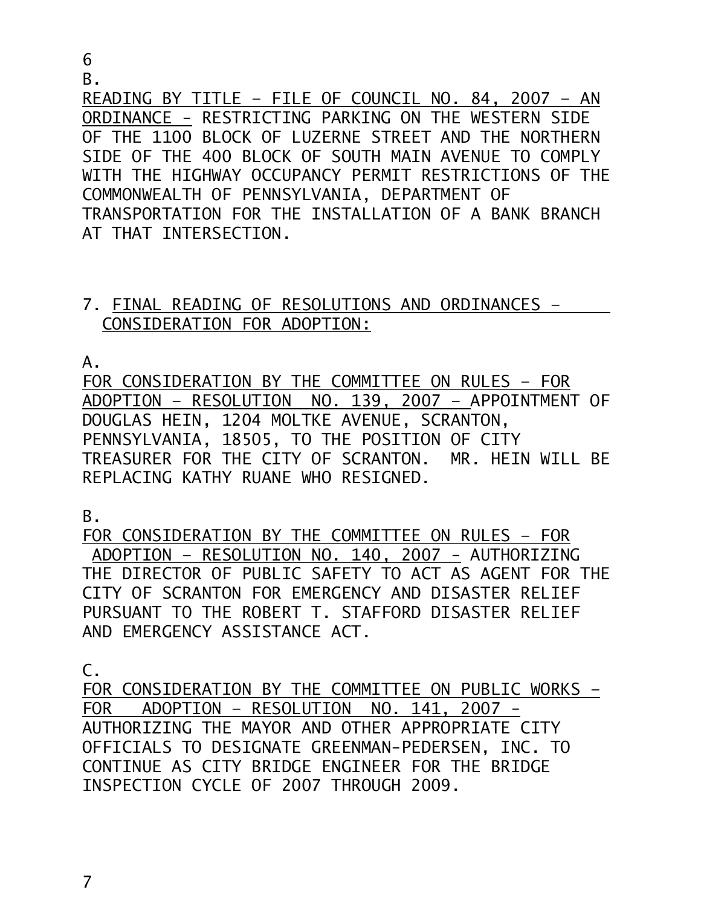6

B.

<u>READING BY TITLE - FILE OF COUNCIL NO. 84, 2007 - AN ORDINANCE -</u> RESTRICTING PARKING ON THE WESTERN SIDE OF THE 1100 BLOCK OF LUZERNE STREET AND THE NORTHERN SIDE OF THE 400 BLOCK OF SOUTH MAIN AVENUE TO COMPLY WITH THE HIGHWAY OCCUPANCY PERMIT RESTRICTIONS OF THE COMMONWEALTH OF PENNSYLVANIA, DEPARTMENT OF TRANSPORTATION FOR THE INSTALLATION OF A BANK BRANCH AT THAT INTERSECTION.

7. <u>FINAL READING OF RESOLUTIONS AND ORDINANCES - CONSIDERATION FOR ADOPTION:</u>

A.

<u>FOR CONSIDERATION BY THE COMMITTEE ON RULES - FOR ADOPTION - RESOLUTION NO. 139, 2007 -</u> APPOINTMENT OF DOUGLAS HEIN, 1204 MOLTKE AVENUE, SCRANTON, PENNSYLVANIA, 18505, TO THE POSITION OF CITY TREASURER FOR THE CITY OF SCRANTON. MR. HEIN WILL BE REPLACING KATHY RUANE WHO RESIGNED.

B.

<u>FOR CONSIDERATION BY THE COMMITTEE ON RULES - FOR ADOPTION - RESOLUTION NO. 140, 2007 -</u> AUTHORIZING THE DIRECTOR OF PUBLIC SAFETY TO ACT AS AGENT FOR THE CITY OF SCRANTON FOR EMERGENCY AND DISASTER RELIEF PURSUANT TO THE ROBERT T. STAFFORD DISASTER RELIEF AND EMERGENCY ASSISTANCE ACT.

C.

<u>FOR CONSIDERATION BY THE COMMITTEE ON PUBLIC WORKS - FOR ADOPTION - RESOLUTION NO. 141, 2007 -</u> AUTHORIZING THE MAYOR AND OTHER APPROPRIATE CITY OFFICIALS TO DESIGNATE GREENMAN-PEDERSEN, INC. TO CONTINUE AS CITY BRIDGE ENGINEER FOR THE BRIDGE INSPECTION CYCLE OF 2007 THROUGH 2009.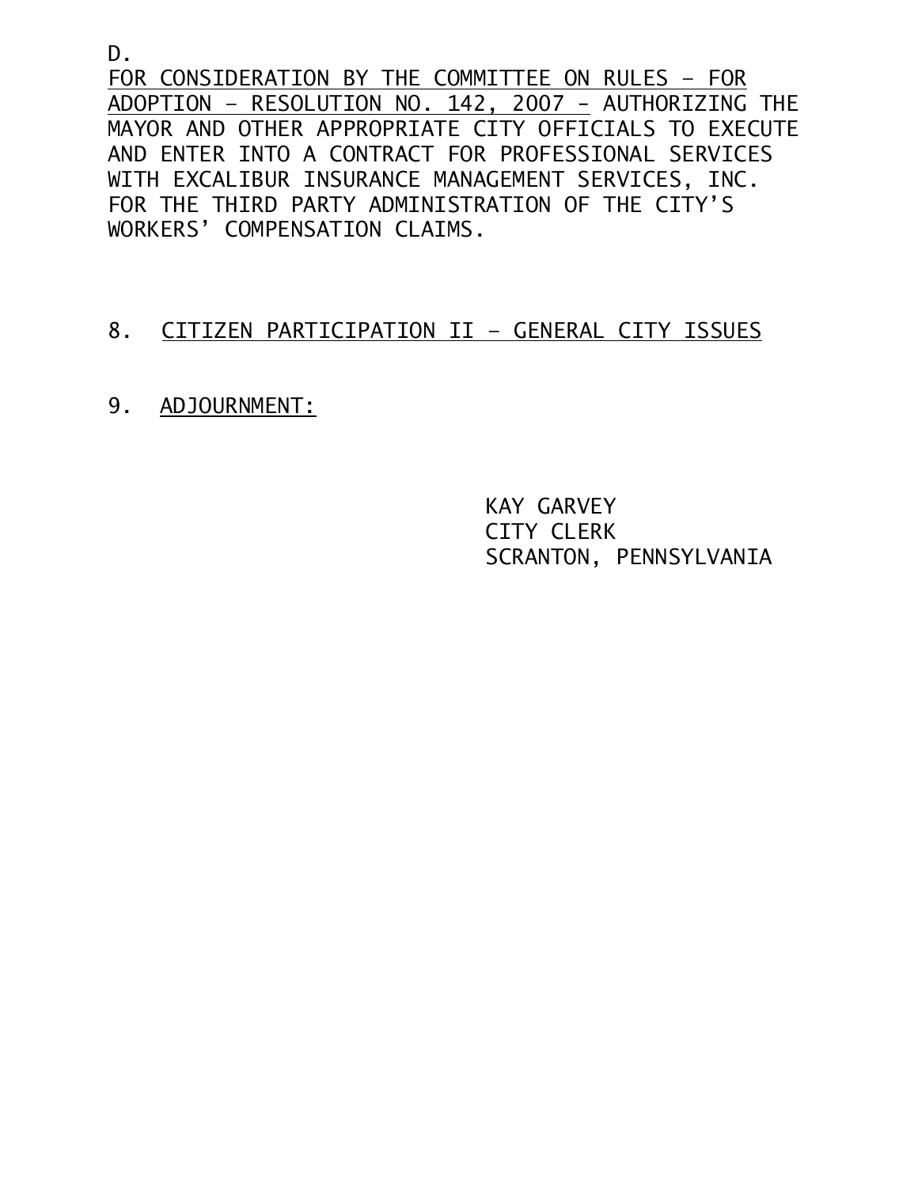D.
<u>FOR CONSIDERATION BY THE COMMITTEE ON RULES – FOR ADOPTION – RESOLUTION NO. 142, 2007 -</u> AUTHORIZING THE MAYOR AND OTHER APPROPRIATE CITY OFFICIALS TO EXECUTE AND ENTER INTO A CONTRACT FOR PROFESSIONAL SERVICES WITH EXCALIBUR INSURANCE MANAGEMENT SERVICES, INC. FOR THE THIRD PARTY ADMINISTRATION OF THE CITY'S WORKERS' COMPENSATION CLAIMS.

8. <u>CITIZEN PARTICIPATION II – GENERAL CITY ISSUES</u>

9. <u>ADJOURNMENT:</u>

KAY GARVEY
CITY CLERK
SCRANTON, PENNSYLVANIA